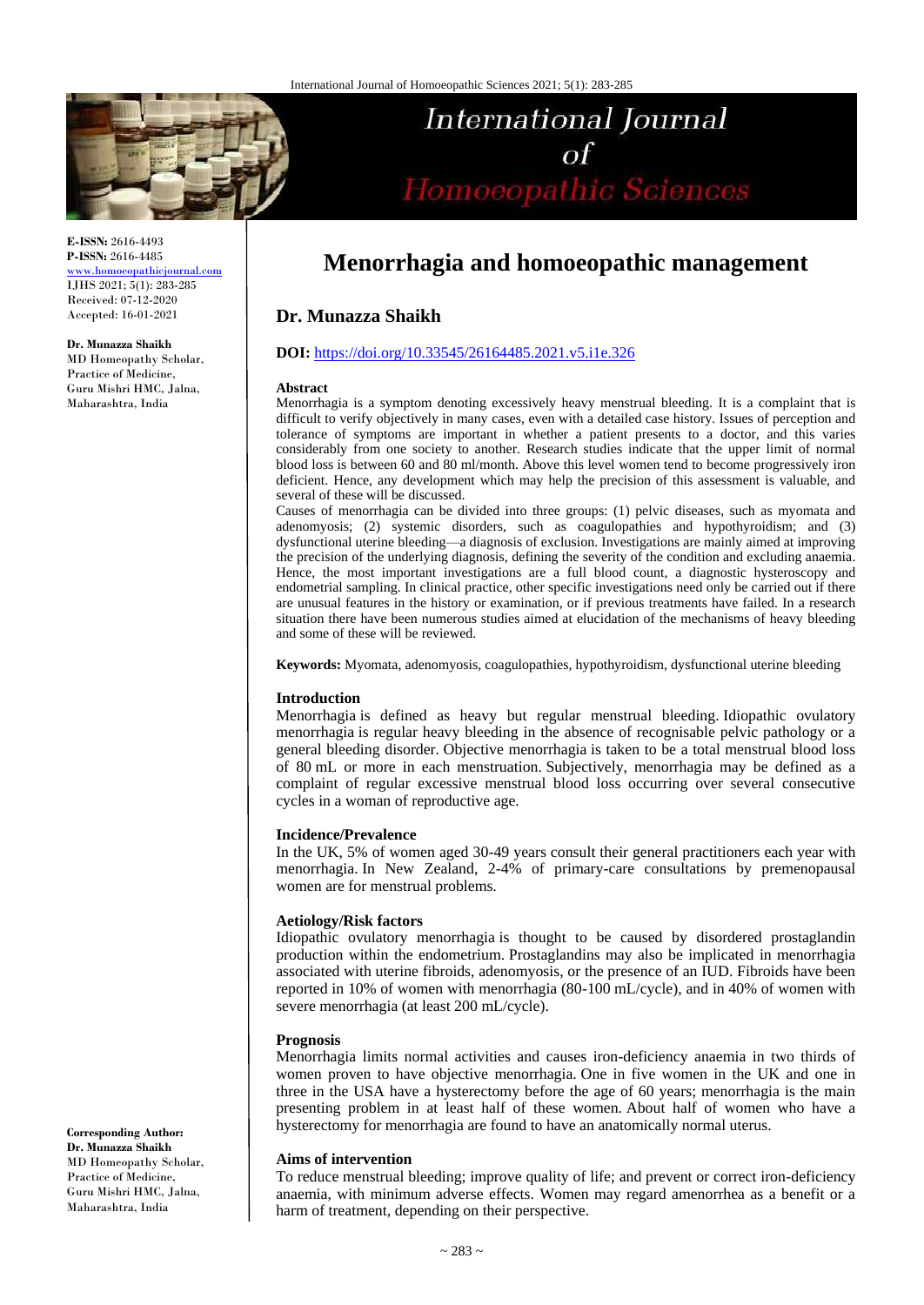# Menorrhagia and homoeopathic management

## Dr. Munazza Shaikh

**DOI:** https://doi.org/10.33545/26164485.2021.v5.i1e.326

**E-ISSN:** 2616-4493
**P-ISSN:** 2616-4485
www.homoeopathicjournal.com
IJHS 2021; 5(1): 283-285
Received: 07-12-2020
Accepted: 16-01-2021

**Dr. Munazza Shaikh**
MD Homeopathy Scholar, Practice of Medicine, Guru Mishri HMC, Jalna, Maharashtra, India

**Corresponding Author:**
**Dr. Munazza Shaikh**
MD Homeopathy Scholar, Practice of Medicine, Guru Mishri HMC, Jalna, Maharashtra, India

### Abstract

Menorrhagia is a symptom denoting excessively heavy menstrual bleeding. It is a complaint that is difficult to verify objectively in many cases, even with a detailed case history. Issues of perception and tolerance of symptoms are important in whether a patient presents to a doctor, and this varies considerably from one society to another. Research studies indicate that the upper limit of normal blood loss is between 60 and 80 ml/month. Above this level women tend to become progressively iron deficient. Hence, any development which may help the precision of this assessment is valuable, and several of these will be discussed.

Causes of menorrhagia can be divided into three groups: (1) pelvic diseases, such as myomata and adenomyosis; (2) systemic disorders, such as coagulopathies and hypothyroidism; and (3) dysfunctional uterine bleeding—a diagnosis of exclusion. Investigations are mainly aimed at improving the precision of the underlying diagnosis, defining the severity of the condition and excluding anaemia. Hence, the most important investigations are a full blood count, a diagnostic hysteroscopy and endometrial sampling. In clinical practice, other specific investigations need only be carried out if there are unusual features in the history or examination, or if previous treatments have failed. In a research situation there have been numerous studies aimed at elucidation of the mechanisms of heavy bleeding and some of these will be reviewed.

**Keywords:** Myomata, adenomyosis, coagulopathies, hypothyroidism, dysfunctional uterine bleeding

### Introduction

Menorrhagia is defined as heavy but regular menstrual bleeding. Idiopathic ovulatory menorrhagia is regular heavy bleeding in the absence of recognisable pelvic pathology or a general bleeding disorder. Objective menorrhagia is taken to be a total menstrual blood loss of 80 mL or more in each menstruation. Subjectively, menorrhagia may be defined as a complaint of regular excessive menstrual blood loss occurring over several consecutive cycles in a woman of reproductive age.

### Incidence/Prevalence

In the UK, 5% of women aged 30-49 years consult their general practitioners each year with menorrhagia. In New Zealand, 2-4% of primary-care consultations by premenopausal women are for menstrual problems.

### Aetiology/Risk factors

Idiopathic ovulatory menorrhagia is thought to be caused by disordered prostaglandin production within the endometrium. Prostaglandins may also be implicated in menorrhagia associated with uterine fibroids, adenomyosis, or the presence of an IUD. Fibroids have been reported in 10% of women with menorrhagia (80-100 mL/cycle), and in 40% of women with severe menorrhagia (at least 200 mL/cycle).

### Prognosis

Menorrhagia limits normal activities and causes iron-deficiency anaemia in two thirds of women proven to have objective menorrhagia. One in five women in the UK and one in three in the USA have a hysterectomy before the age of 60 years; menorrhagia is the main presenting problem in at least half of these women. About half of women who have a hysterectomy for menorrhagia are found to have an anatomically normal uterus.

### Aims of intervention

To reduce menstrual bleeding; improve quality of life; and prevent or correct iron-deficiency anaemia, with minimum adverse effects. Women may regard amenorrhea as a benefit or a harm of treatment, depending on their perspective.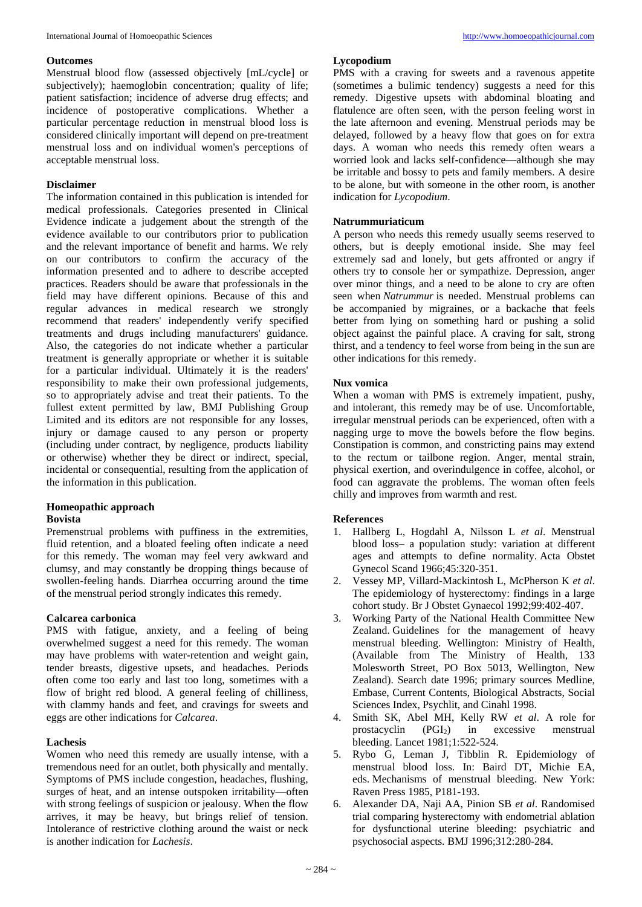**Outcomes**

Menstrual blood flow (assessed objectively [mL/cycle] or subjectively); haemoglobin concentration; quality of life; patient satisfaction; incidence of adverse drug effects; and incidence of postoperative complications. Whether a particular percentage reduction in menstrual blood loss is considered clinically important will depend on pre-treatment menstrual loss and on individual women's perceptions of acceptable menstrual loss.

**Disclaimer**

The information contained in this publication is intended for medical professionals. Categories presented in Clinical Evidence indicate a judgement about the strength of the evidence available to our contributors prior to publication and the relevant importance of benefit and harms. We rely on our contributors to confirm the accuracy of the information presented and to adhere to describe accepted practices. Readers should be aware that professionals in the field may have different opinions. Because of this and regular advances in medical research we strongly recommend that readers' independently verify specified treatments and drugs including manufacturers' guidance. Also, the categories do not indicate whether a particular treatment is generally appropriate or whether it is suitable for a particular individual. Ultimately it is the readers' responsibility to make their own professional judgements, so to appropriately advise and treat their patients. To the fullest extent permitted by law, BMJ Publishing Group Limited and its editors are not responsible for any losses, injury or damage caused to any person or property (including under contract, by negligence, products liability or otherwise) whether they be direct or indirect, special, incidental or consequential, resulting from the application of the information in this publication.

**Homeopathic approach**

**Bovista**

Premenstrual problems with puffiness in the extremities, fluid retention, and a bloated feeling often indicate a need for this remedy. The woman may feel very awkward and clumsy, and may constantly be dropping things because of swollen-feeling hands. Diarrhea occurring around the time of the menstrual period strongly indicates this remedy.

**Calcarea carbonica**

PMS with fatigue, anxiety, and a feeling of being overwhelmed suggest a need for this remedy. The woman may have problems with water-retention and weight gain, tender breasts, digestive upsets, and headaches. Periods often come too early and last too long, sometimes with a flow of bright red blood. A general feeling of chilliness, with clammy hands and feet, and cravings for sweets and eggs are other indications for *Calcarea*.

**Lachesis**

Women who need this remedy are usually intense, with a tremendous need for an outlet, both physically and mentally. Symptoms of PMS include congestion, headaches, flushing, surges of heat, and an intense outspoken irritability—often with strong feelings of suspicion or jealousy. When the flow arrives, it may be heavy, but brings relief of tension. Intolerance of restrictive clothing around the waist or neck is another indication for *Lachesis*.

**Lycopodium**

PMS with a craving for sweets and a ravenous appetite (sometimes a bulimic tendency) suggests a need for this remedy. Digestive upsets with abdominal bloating and flatulence are often seen, with the person feeling worst in the late afternoon and evening. Menstrual periods may be delayed, followed by a heavy flow that goes on for extra days. A woman who needs this remedy often wears a worried look and lacks self-confidence—although she may be irritable and bossy to pets and family members. A desire to be alone, but with someone in the other room, is another indication for *Lycopodium*.

**Natrummuriaticum**

A person who needs this remedy usually seems reserved to others, but is deeply emotional inside. She may feel extremely sad and lonely, but gets affronted or angry if others try to console her or sympathize. Depression, anger over minor things, and a need to be alone to cry are often seen when *Natrummur* is needed. Menstrual problems can be accompanied by migraines, or a backache that feels better from lying on something hard or pushing a solid object against the painful place. A craving for salt, strong thirst, and a tendency to feel worse from being in the sun are other indications for this remedy.

**Nux vomica**

When a woman with PMS is extremely impatient, pushy, and intolerant, this remedy may be of use. Uncomfortable, irregular menstrual periods can be experienced, often with a nagging urge to move the bowels before the flow begins. Constipation is common, and constricting pains may extend to the rectum or tailbone region. Anger, mental strain, physical exertion, and overindulgence in coffee, alcohol, or food can aggravate the problems. The woman often feels chilly and improves from warmth and rest.

**References**

1. Hallberg L, Hogdahl A, Nilsson L *et al*. Menstrual blood loss– a population study: variation at different ages and attempts to define normality. Acta Obstet Gynecol Scand 1966;45:320-351.
2. Vessey MP, Villard-Mackintosh L, McPherson K *et al*. The epidemiology of hysterectomy: findings in a large cohort study. Br J Obstet Gynaecol 1992;99:402-407.
3. Working Party of the National Health Committee New Zealand. Guidelines for the management of heavy menstrual bleeding. Wellington: Ministry of Health, (Available from The Ministry of Health, 133 Molesworth Street, PO Box 5013, Wellington, New Zealand). Search date 1996; primary sources Medline, Embase, Current Contents, Biological Abstracts, Social Sciences Index, Psychlit, and Cinahl 1998.
4. Smith SK, Abel MH, Kelly RW *et al*. A role for prostacyclin ($PGI_2$) in excessive menstrual bleeding. Lancet 1981;1:522-524.
5. Rybo G, Leman J, Tibblin R. Epidemiology of menstrual blood loss. In: Baird DT, Michie EA, eds. Mechanisms of menstrual bleeding. New York: Raven Press 1985, P181-193.
6. Alexander DA, Naji AA, Pinion SB *et al*. Randomised trial comparing hysterectomy with endometrial ablation for dysfunctional uterine bleeding: psychiatric and psychosocial aspects. BMJ 1996;312:280-284.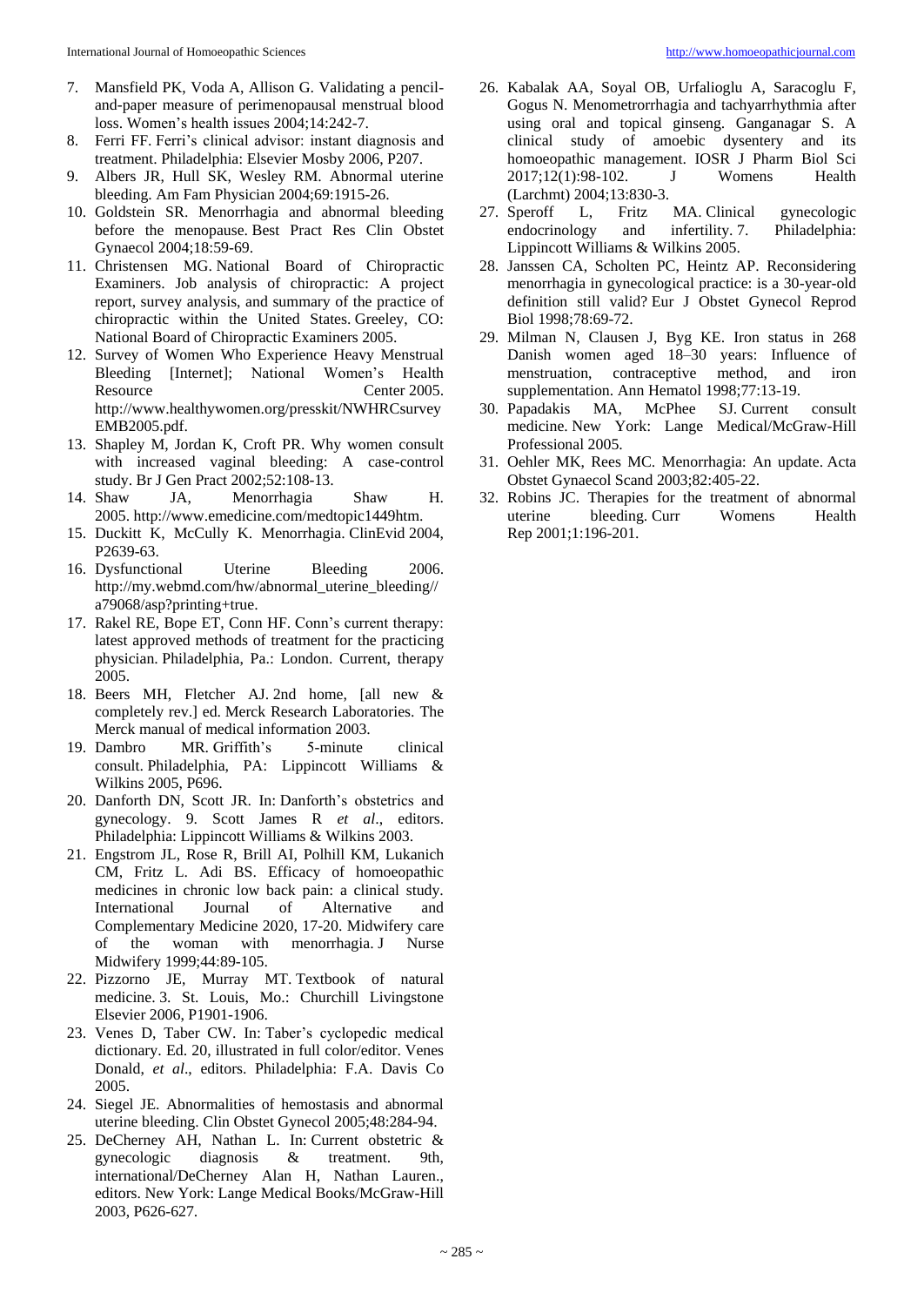7. Mansfield PK, Voda A, Allison G. Validating a pencil-and-paper measure of perimenopausal menstrual blood loss. Women's health issues 2004;14:242-7.
8. Ferri FF. Ferri's clinical advisor: instant diagnosis and treatment. Philadelphia: Elsevier Mosby 2006, P207.
9. Albers JR, Hull SK, Wesley RM. Abnormal uterine bleeding. Am Fam Physician 2004;69:1915-26.
10. Goldstein SR. Menorrhagia and abnormal bleeding before the menopause. Best Pract Res Clin Obstet Gynaecol 2004;18:59-69.
11. Christensen MG. National Board of Chiropractic Examiners. Job analysis of chiropractic: A project report, survey analysis, and summary of the practice of chiropractic within the United States. Greeley, CO: National Board of Chiropractic Examiners 2005.
12. Survey of Women Who Experience Heavy Menstrual Bleeding [Internet]; National Women's Health Resource Center 2005. http://www.healthywomen.org/presskit/NWHRCsurveyEMB2005.pdf.
13. Shapley M, Jordan K, Croft PR. Why women consult with increased vaginal bleeding: A case-control study. Br J Gen Pract 2002;52:108-13.
14. Shaw JA, Menorrhagia Shaw H. 2005. http://www.emedicine.com/medtopic1449htm.
15. Duckitt K, McCully K. Menorrhagia. ClinEvid 2004, P2639-63.
16. Dysfunctional Uterine Bleeding 2006. http://my.webmd.com/hw/abnormal_uterine_bleeding//a79068/asp?printing+true.
17. Rakel RE, Bope ET, Conn HF. Conn's current therapy: latest approved methods of treatment for the practicing physician. Philadelphia, Pa.: London. Current, therapy 2005.
18. Beers MH, Fletcher AJ. 2nd home, [all new & completely rev.] ed. Merck Research Laboratories. The Merck manual of medical information 2003.
19. Dambro MR. Griffith's 5-minute clinical consult. Philadelphia, PA: Lippincott Williams & Wilkins 2005, P696.
20. Danforth DN, Scott JR. In: Danforth's obstetrics and gynecology. 9. Scott James R *et al*., editors. Philadelphia: Lippincott Williams & Wilkins 2003.
21. Engstrom JL, Rose R, Brill AI, Polhill KM, Lukanich CM, Fritz L. Adi BS. Efficacy of homoeopathic medicines in chronic low back pain: a clinical study. International Journal of Alternative and Complementary Medicine 2020, 17-20. Midwifery care of the woman with menorrhagia. J Nurse Midwifery 1999;44:89-105.
22. Pizzorno JE, Murray MT. Textbook of natural medicine. 3. St. Louis, Mo.: Churchill Livingstone Elsevier 2006, P1901-1906.
23. Venes D, Taber CW. In: Taber's cyclopedic medical dictionary. Ed. 20, illustrated in full color/editor. Venes Donald, *et al*., editors. Philadelphia: F.A. Davis Co 2005.
24. Siegel JE. Abnormalities of hemostasis and abnormal uterine bleeding. Clin Obstet Gynecol 2005;48:284-94.
25. DeCherney AH, Nathan L. In: Current obstetric & gynecologic diagnosis & treatment. 9th, international/DeCherney Alan H, Nathan Lauren., editors. New York: Lange Medical Books/McGraw-Hill 2003, P626-627.
26. Kabalak AA, Soyal OB, Urfalioglu A, Saracoglu F, Gogus N. Menometrorrhagia and tachyarrhythmia after using oral and topical ginseng. Ganganagar S. A clinical study of amoebic dysentery and its homoeopathic management. IOSR J Pharm Biol Sci 2017;12(1):98-102. J Womens Health (Larchmt) 2004;13:830-3.
27. Speroff L, Fritz MA. Clinical gynecologic endocrinology and infertility. 7. Philadelphia: Lippincott Williams & Wilkins 2005.
28. Janssen CA, Scholten PC, Heintz AP. Reconsidering menorrhagia in gynecological practice: is a 30-year-old definition still valid? Eur J Obstet Gynecol Reprod Biol 1998;78:69-72.
29. Milman N, Clausen J, Byg KE. Iron status in 268 Danish women aged 18–30 years: Influence of menstruation, contraceptive method, and iron supplementation. Ann Hematol 1998;77:13-19.
30. Papadakis MA, McPhee SJ. Current consult medicine. New York: Lange Medical/McGraw-Hill Professional 2005.
31. Oehler MK, Rees MC. Menorrhagia: An update. Acta Obstet Gynaecol Scand 2003;82:405-22.
32. Robins JC. Therapies for the treatment of abnormal uterine bleeding. Curr Womens Health Rep 2001;1:196-201.